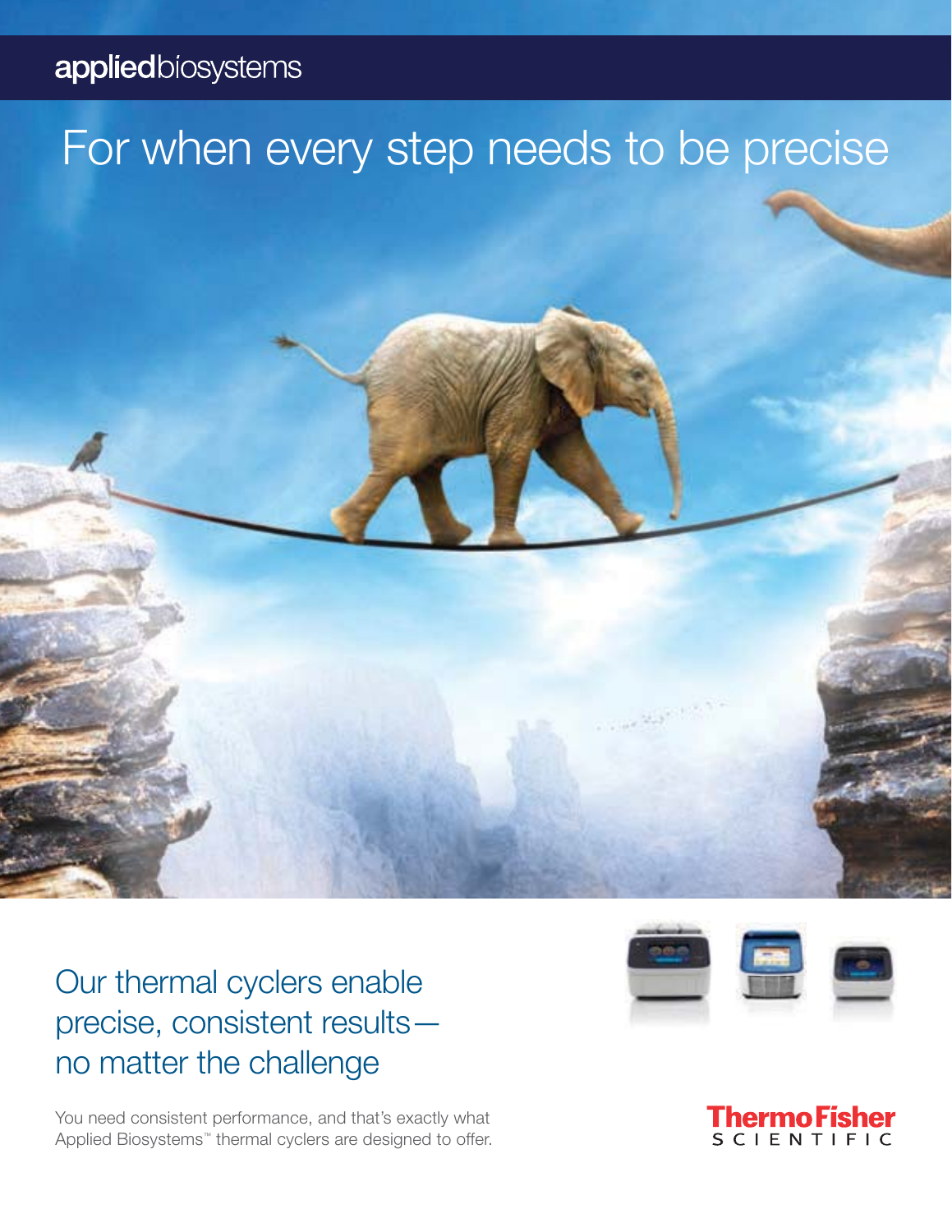applied biosystems

# For when every step needs to be precise

## Our thermal cyclers enable precise, consistent results—no matter the challenge

You need consistent performance, and that's exactly what Applied Biosystems™ thermal cyclers are designed to offer.

Thermo Fisher SCIENTIFIC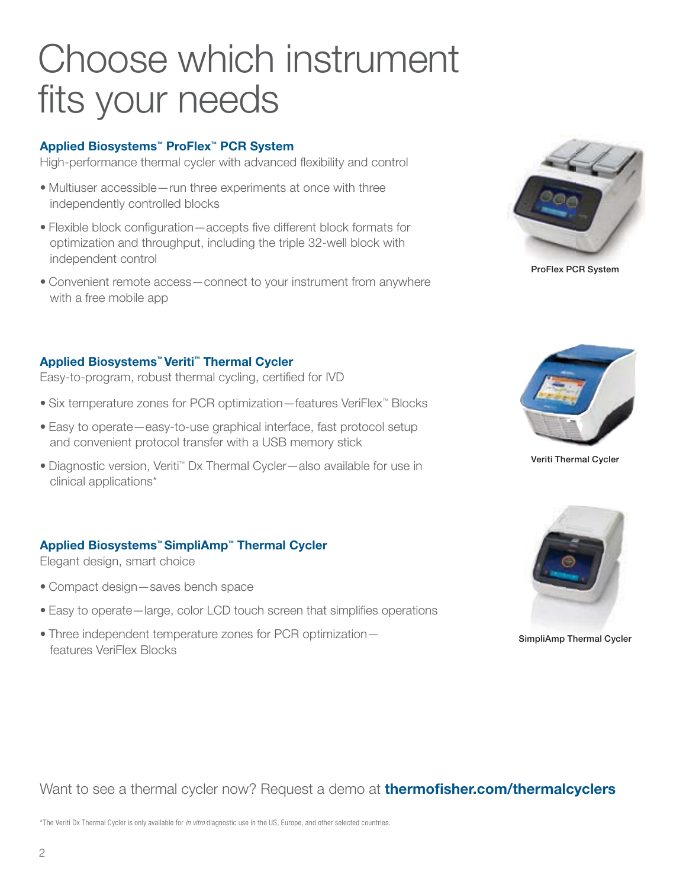# Choose which instrument fits your needs

### Applied Biosystems™ ProFlex™ PCR System

High-performance thermal cycler with advanced flexibility and control

- Multiuser accessible—run three experiments at once with three independently controlled blocks
- Flexible block configuration—accepts five different block formats for optimization and throughput, including the triple 32-well block with independent control
- Convenient remote access—connect to your instrument from anywhere with a free mobile app

ProFlex PCR System

### Applied Biosystems™ Veriti™ Thermal Cycler

Easy-to-program, robust thermal cycling, certified for IVD

- Six temperature zones for PCR optimization—features VeriFlex™ Blocks
- Easy to operate—easy-to-use graphical interface, fast protocol setup and convenient protocol transfer with a USB memory stick
- Diagnostic version, Veriti™ Dx Thermal Cycler—also available for use in clinical applications*

Veriti Thermal Cycler

### Applied Biosystems™ SimpliAmp™ Thermal Cycler

Elegant design, smart choice

- Compact design—saves bench space
- Easy to operate—large, color LCD touch screen that simplifies operations
- Three independent temperature zones for PCR optimization—features VeriFlex Blocks

SimpliAmp Thermal Cycler

Want to see a thermal cycler now? Request a demo at **thermofisher.com/thermalcyclers**

*The Veriti Dx Thermal Cycler is only available for *in vitro* diagnostic use in the US, Europe, and other selected countries.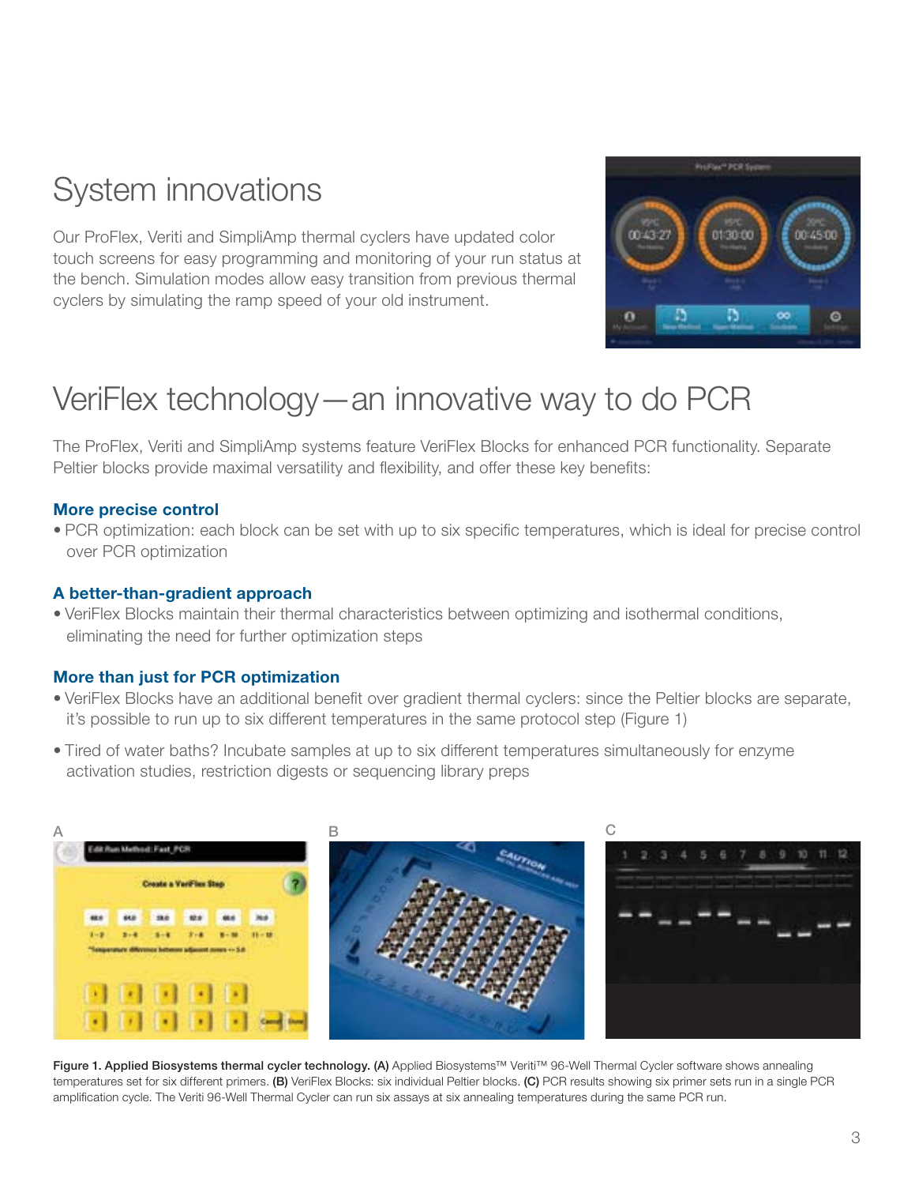## System innovations

Our ProFlex, Veriti and SimpliAmp thermal cyclers have updated color touch screens for easy programming and monitoring of your run status at the bench. Simulation modes allow easy transition from previous thermal cyclers by simulating the ramp speed of your old instrument.

## VeriFlex technology—an innovative way to do PCR

The ProFlex, Veriti and SimpliAmp systems feature VeriFlex Blocks for enhanced PCR functionality. Separate Peltier blocks provide maximal versatility and flexibility, and offer these key benefits:

### More precise control

- PCR optimization: each block can be set with up to six specific temperatures, which is ideal for precise control over PCR optimization

### A better-than-gradient approach

- VeriFlex Blocks maintain their thermal characteristics between optimizing and isothermal conditions, eliminating the need for further optimization steps

### More than just for PCR optimization

- VeriFlex Blocks have an additional benefit over gradient thermal cyclers: since the Peltier blocks are separate, it's possible to run up to six different temperatures in the same protocol step (Figure 1)
- Tired of water baths? Incubate samples at up to six different temperatures simultaneously for enzyme activation studies, restriction digests or sequencing library preps

A

B

C

**Figure 1. Applied Biosystems thermal cycler technology. (A)** Applied Biosystems™ Veriti™ 96-Well Thermal Cycler software shows annealing temperatures set for six different primers. **(B)** VeriFlex Blocks: six individual Peltier blocks. **(C)** PCR results showing six primer sets run in a single PCR amplification cycle. The Veriti 96-Well Thermal Cycler can run six assays at six annealing temperatures during the same PCR run.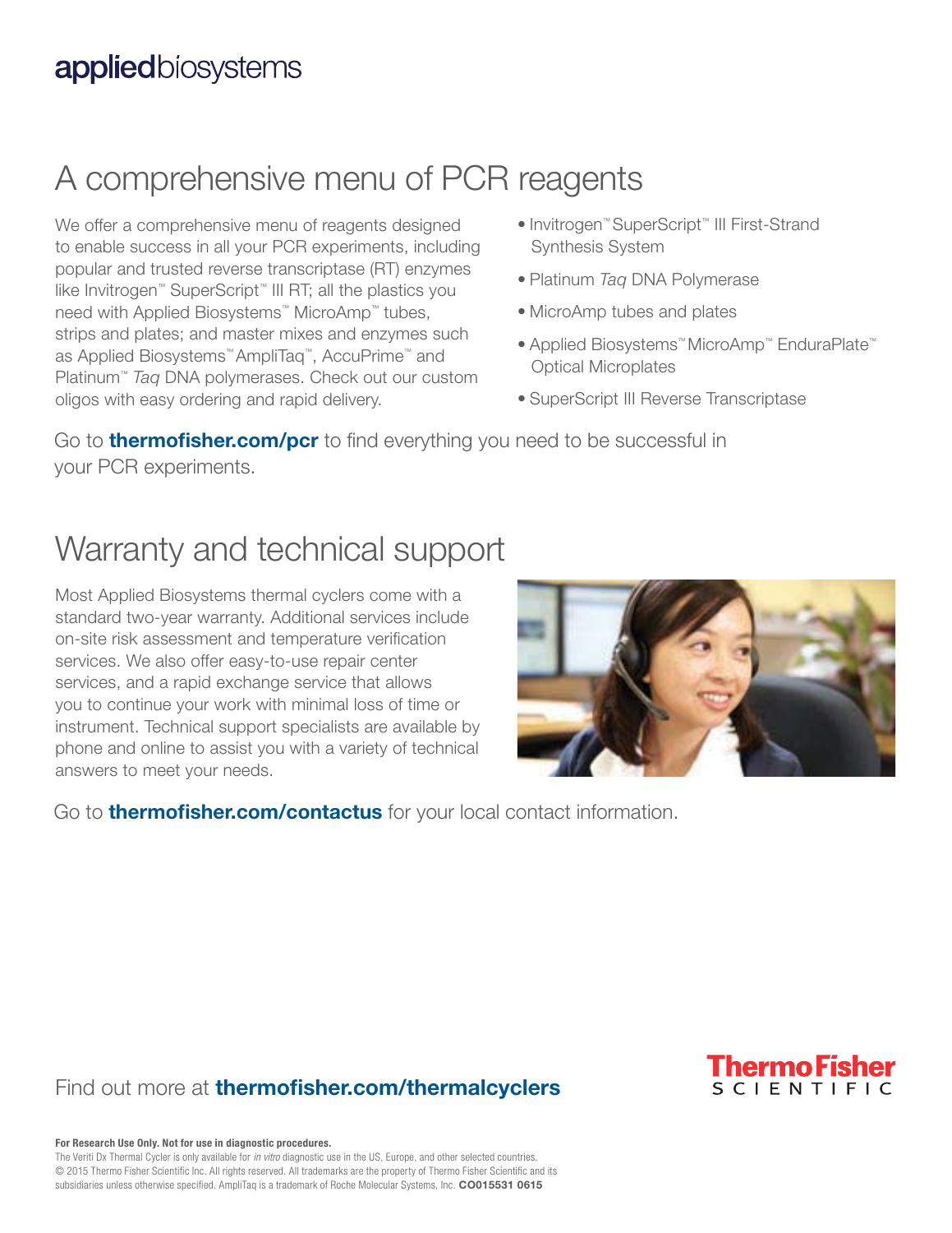# A comprehensive menu of PCR reagents

We offer a comprehensive menu of reagents designed to enable success in all your PCR experiments, including popular and trusted reverse transcriptase (RT) enzymes like Invitrogen™ SuperScript™ III RT; all the plastics you need with Applied Biosystems™ MicroAmp™ tubes, strips and plates; and master mixes and enzymes such as Applied Biosystems™ AmpliTaq™, AccuPrime™ and Platinum™ *Taq* DNA polymerases. Check out our custom oligos with easy ordering and rapid delivery.

- Invitrogen™ SuperScript™ III First-Strand Synthesis System
- Platinum *Taq* DNA Polymerase
- MicroAmp tubes and plates
- Applied Biosystems™ MicroAmp™ EnduraPlate™ Optical Microplates
- SuperScript III Reverse Transcriptase

Go to **thermofisher.com/pcr** to find everything you need to be successful in your PCR experiments.

# Warranty and technical support

Most Applied Biosystems thermal cyclers come with a standard two-year warranty. Additional services include on-site risk assessment and temperature verification services. We also offer easy-to-use repair center services, and a rapid exchange service that allows you to continue your work with minimal loss of time or instrument. Technical support specialists are available by phone and online to assist you with a variety of technical answers to meet your needs.

Go to **thermofisher.com/contactus** for your local contact information.

Find out more at **thermofisher.com/thermalcyclers**

**For Research Use Only. Not for use in diagnostic procedures.**
The Veriti Dx Thermal Cycler is only available for *in vitro* diagnostic use in the US, Europe, and other selected countries.
© 2015 Thermo Fisher Scientific Inc. All rights reserved. All trademarks are the property of Thermo Fisher Scientific and its subsidiaries unless otherwise specified. AmpliTaq is a trademark of Roche Molecular Systems, Inc. **CO015531 0615**